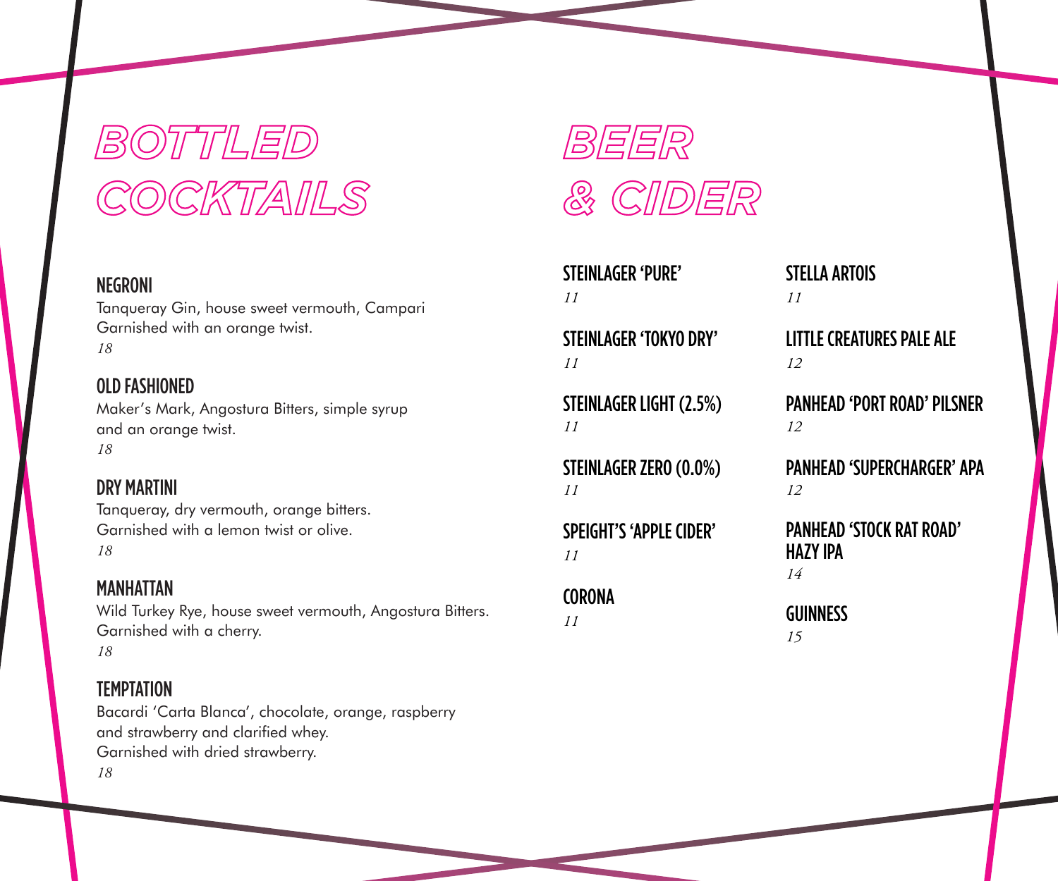# BOTTLED COCKTAILS

### NEGRONI
Tanqueray Gin, house sweet vermouth, Campari
Garnished with an orange twist.
*18*

### OLD FASHIONED
Maker's Mark, Angostura Bitters, simple syrup
and an orange twist.
*18*

### DRY MARTINI
Tanqueray, dry vermouth, orange bitters.
Garnished with a lemon twist or olive.
*18*

### MANHATTAN
Wild Turkey Rye, house sweet vermouth, Angostura Bitters.
Garnished with a cherry.
*18*

### TEMPTATION
Bacardi 'Carta Blanca', chocolate, orange, raspberry
and strawberry and clarified whey.
Garnished with dried strawberry.
*18*

# BEER & CIDER

### STEINLAGER 'PURE'
*11*

### STEINLAGER 'TOKYO DRY'
*11*

### STEINLAGER LIGHT (2.5%)
*11*

### STEINLAGER ZERO (0.0%)
*11*

### SPEIGHT'S 'APPLE CIDER'
*11*

### CORONA
*11*

### STELLA ARTOIS
*11*

### LITTLE CREATURES PALE ALE
*12*

### PANHEAD 'PORT ROAD' PILSNER
*12*

### PANHEAD 'SUPERCHARGER' APA
*12*

### PANHEAD 'STOCK RAT ROAD' HAZY IPA
*14*

### GUINNESS
*15*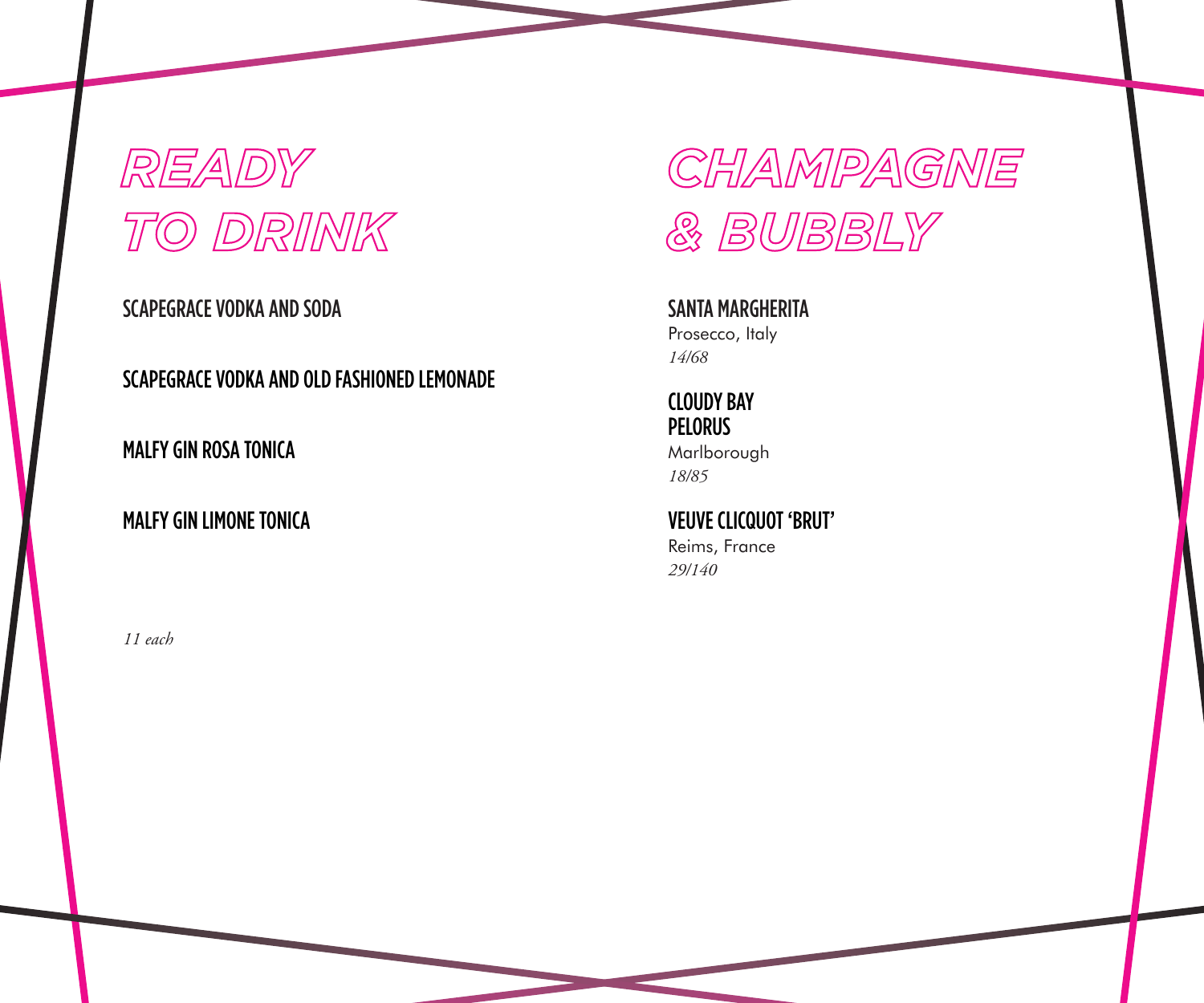# READY TO DRINK

SCAPEGRACE VODKA AND SODA

SCAPEGRACE VODKA AND OLD FASHIONED LEMONADE

MALFY GIN ROSA TONICA

MALFY GIN LIMONE TONICA

*11 each*

# CHAMPAGNE & BUBBLY

SANTA MARGHERITA
Prosecco, Italy
*14/68*

CLOUDY BAY
PELORUS
Marlborough
*18/85*

VEUVE CLICQUOT 'BRUT'
Reims, France
*29/140*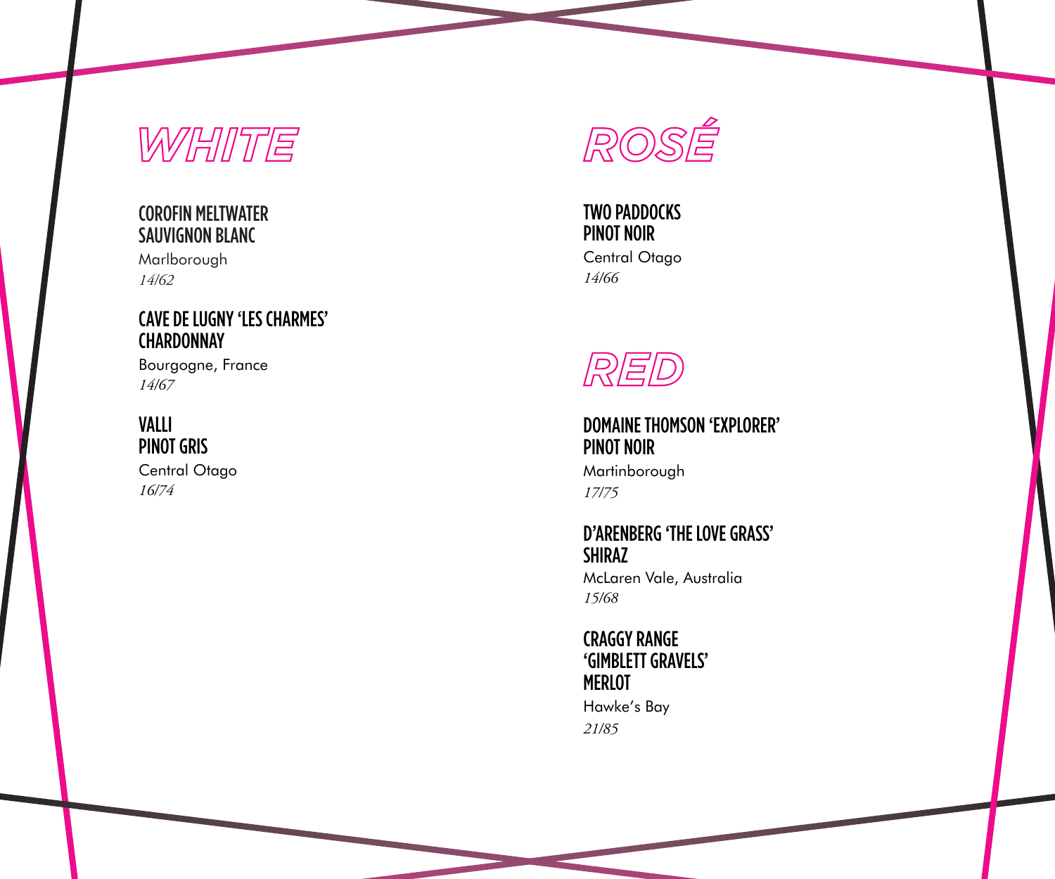# WHITE

**COROFIN MELTWATER SAUVIGNON BLANC**
Marlborough
*14/62*

**CAVE DE LUGNY 'LES CHARMES' CHARDONNAY**
Bourgogne, France
*14/67*

**VALLI PINOT GRIS**
Central Otago
*16/74*

# ROSÉ

**TWO PADDOCKS PINOT NOIR**
Central Otago
*14/66*

# RED

**DOMAINE THOMSON 'EXPLORER' PINOT NOIR**
Martinborough
*17/75*

**D'ARENBERG 'THE LOVE GRASS' SHIRAZ**
McLaren Vale, Australia
*15/68*

**CRAGGY RANGE 'GIMBLETT GRAVELS' MERLOT**
Hawke's Bay
*21/85*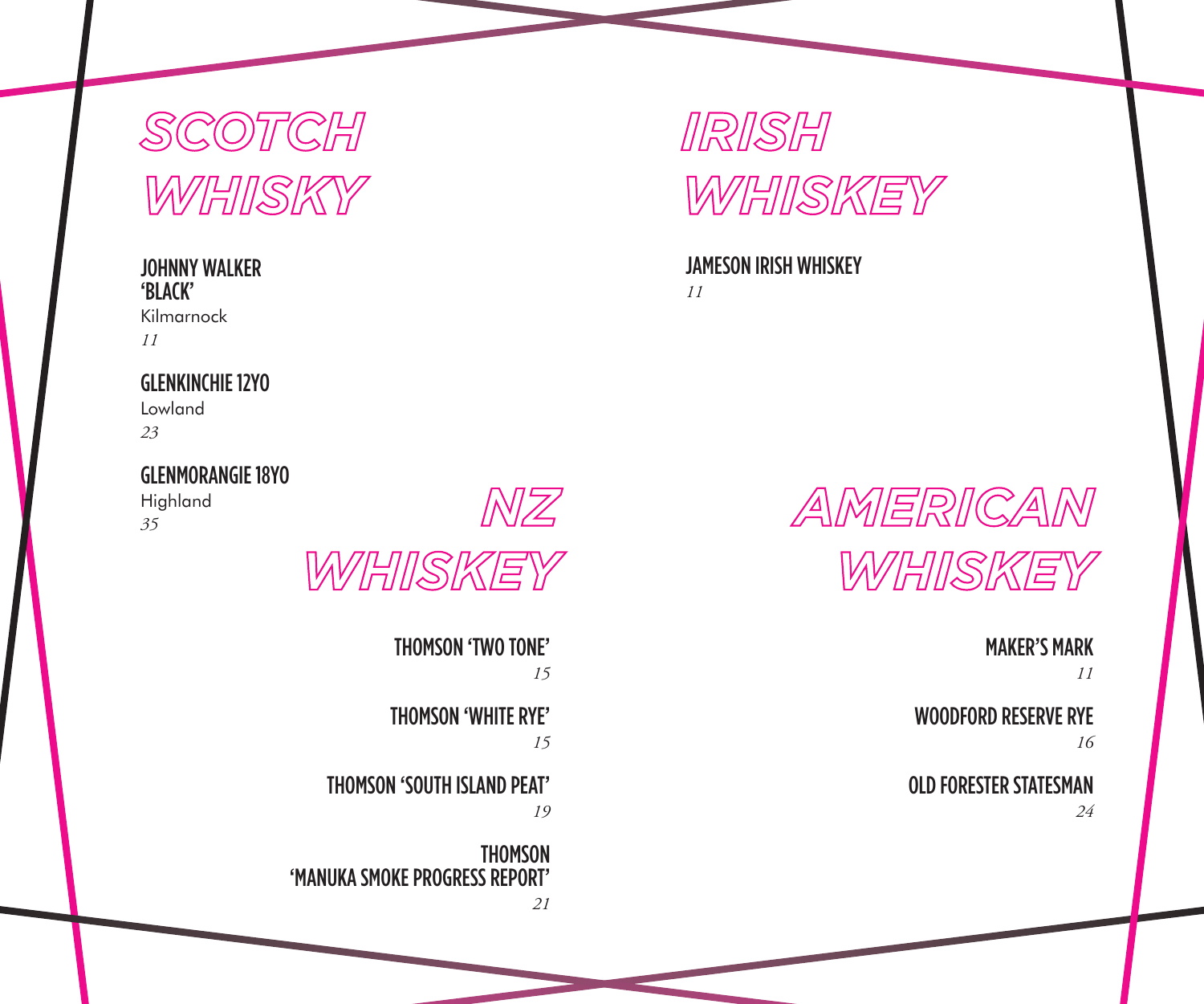## SCOTCH WHISKY

**JOHNNY WALKER 'BLACK'**
Kilmarnock
*11*

**GLENKINCHIE 12YO**
Lowland
*23*

**GLENMORANGIE 18YO**
Highland
*35*

## NZ WHISKEY

**THOMSON 'TWO TONE'**
*15*

**THOMSON 'WHITE RYE'**
*15*

**THOMSON 'SOUTH ISLAND PEAT'**
*19*

**THOMSON 'MANUKA SMOKE PROGRESS REPORT'**
*21*

## IRISH WHISKEY

**JAMESON IRISH WHISKEY**
*11*

## AMERICAN WHISKEY

**MAKER'S MARK**
*11*

**WOODFORD RESERVE RYE**
*16*

**OLD FORESTER STATESMAN**
*24*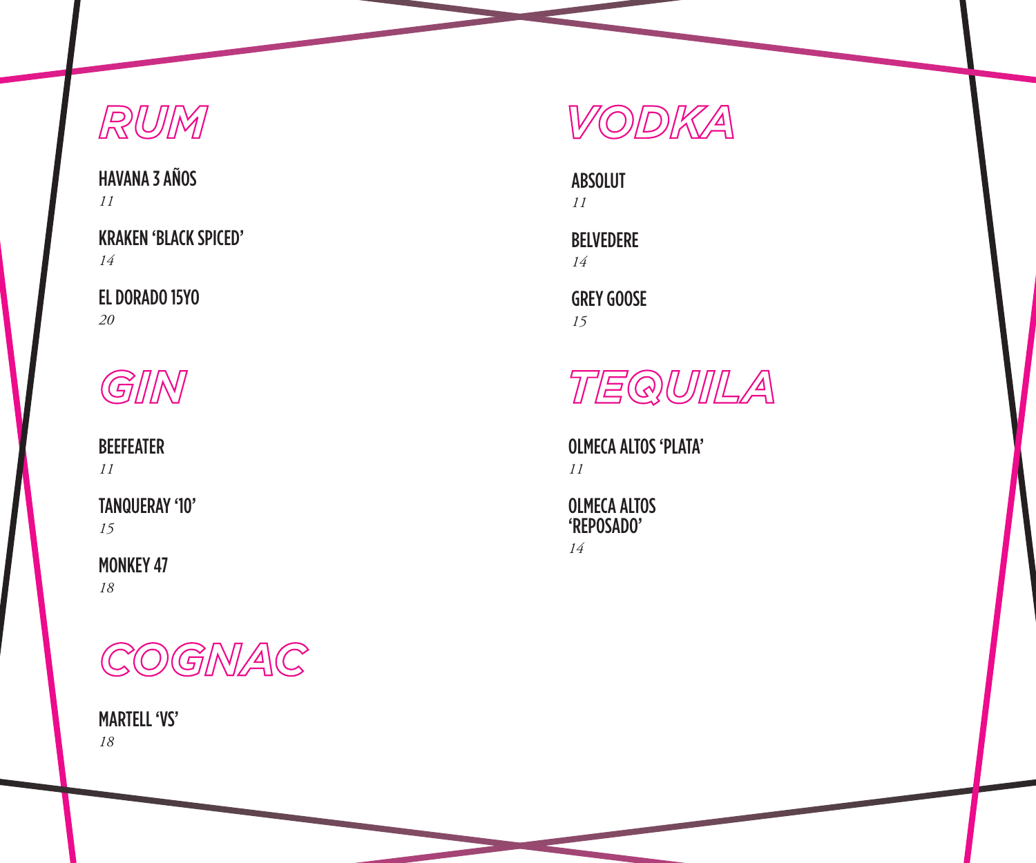# RUM

HAVANA 3 AÑOS
*11*

KRAKEN 'BLACK SPICED'
*14*

EL DORADO 15YO
*20*

# GIN

BEEFEATER
*11*

TANQUERAY '10'
*15*

MONKEY 47
*18*

# COGNAC

MARTELL 'VS'
*18*

# VODKA

ABSOLUT
*11*

BELVEDERE
*14*

GREY GOOSE
*15*

# TEQUILA

OLMECA ALTOS 'PLATA'
*11*

OLMECA ALTOS 'REPOSADO'
*14*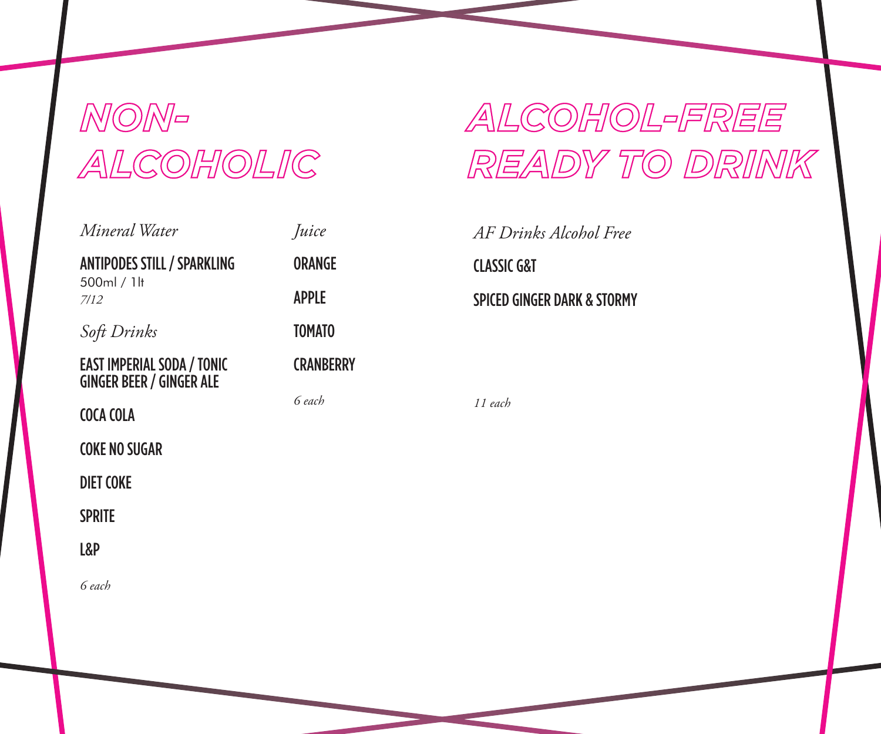# NON-ALCOHOLIC

*Mineral Water*

ANTIPODES STILL / SPARKLING
500ml / 1lt
*7/12*

*Soft Drinks*

EAST IMPERIAL SODA / TONIC
GINGER BEER / GINGER ALE

COCA COLA

COKE NO SUGAR

DIET COKE

SPRITE

L&P

*6 each*

*Juice*

ORANGE

APPLE

TOMATO

CRANBERRY

*6 each*

# ALCOHOL-FREE READY TO DRINK

*AF Drinks Alcohol Free*

CLASSIC G&T

SPICED GINGER DARK & STORMY

*11 each*